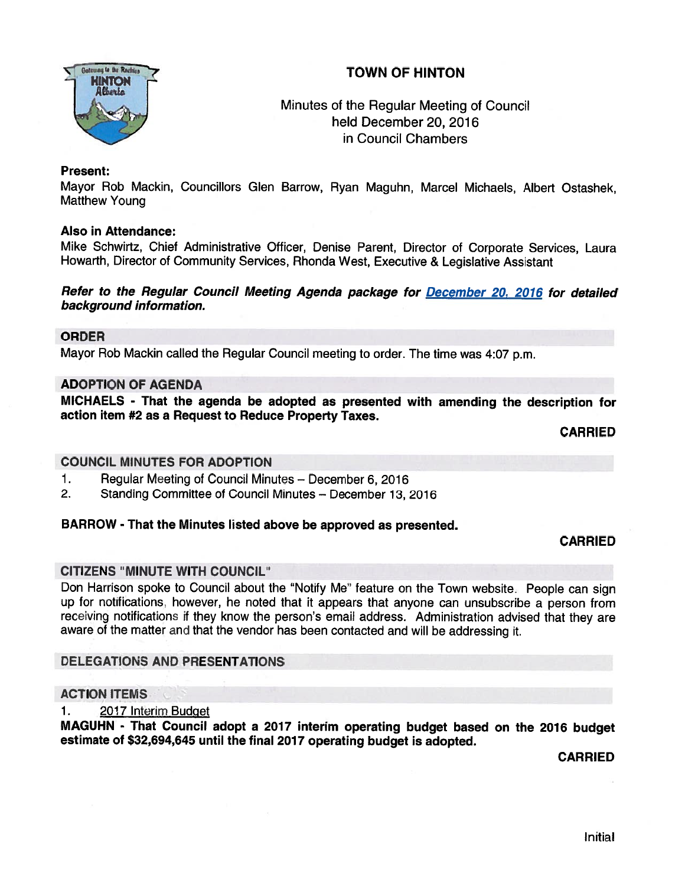# TOWN OF HINTON

Minutes of the Regular Meeting of Council
held December 20, 2016
in Council Chambers

**Present:**
Mayor Rob Mackin, Councillors Glen Barrow, Ryan Maguhn, Marcel Michaels, Albert Ostashek, Matthew Young

**Also in Attendance:**
Mike Schwirtz, Chief Administrative Officer, Denise Parent, Director of Corporate Services, Laura Howarth, Director of Community Services, Rhonda West, Executive & Legislative Assistant

***Refer to the Regular Council Meeting Agenda package for December 20, 2016 for detailed background information.***

## ORDER

Mayor Rob Mackin called the Regular Council meeting to order. The time was 4:07 p.m.

## ADOPTION OF AGENDA

**MICHAELS - That the agenda be adopted as presented with amending the description for action item #2 as a Request to Reduce Property Taxes.**

**CARRIED**

## COUNCIL MINUTES FOR ADOPTION

1. Regular Meeting of Council Minutes – December 6, 2016
2. Standing Committee of Council Minutes – December 13, 2016

**BARROW - That the Minutes listed above be approved as presented.**

**CARRIED**

## CITIZENS "MINUTE WITH COUNCIL"

Don Harrison spoke to Council about the "Notify Me" feature on the Town website. People can sign up for notifications, however, he noted that it appears that anyone can unsubscribe a person from receiving notifications if they know the person's email address. Administration advised that they are aware of the matter and that the vendor has been contacted and will be addressing it.

## DELEGATIONS AND PRESENTATIONS

## ACTION ITEMS

1. 2017 Interim Budget

**MAGUHN - That Council adopt a 2017 interim operating budget based on the 2016 budget estimate of $32,694,645 until the final 2017 operating budget is adopted.**

**CARRIED**

Initial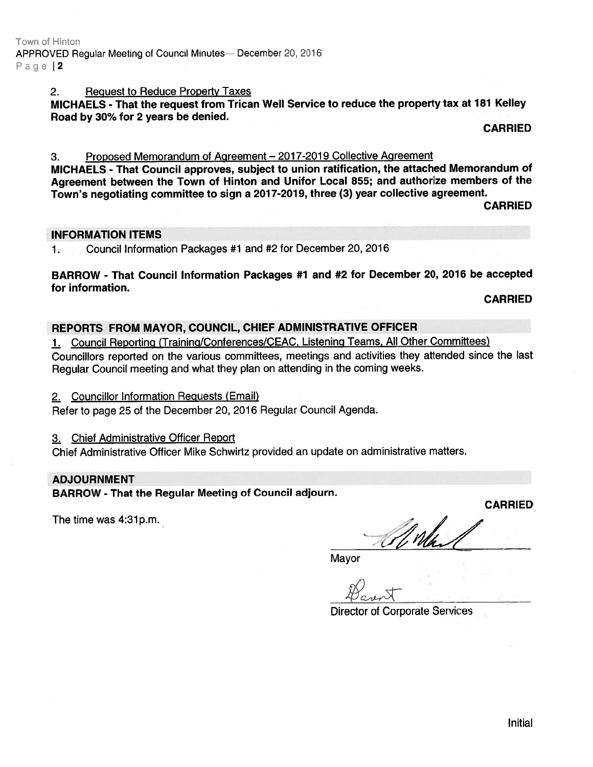2. Request to Reduce Property Taxes

**MICHAELS - That the request from Trican Well Service to reduce the property tax at 181 Kelley Road by 30% for 2 years be denied.**

**CARRIED**

3. Proposed Memorandum of Agreement – 2017-2019 Collective Agreement

**MICHAELS - That Council approves, subject to union ratification, the attached Memorandum of Agreement between the Town of Hinton and Unifor Local 855; and authorize members of the Town's negotiating committee to sign a 2017-2019, three (3) year collective agreement.**

**CARRIED**

## INFORMATION ITEMS

1. Council Information Packages #1 and #2 for December 20, 2016

**BARROW - That Council Information Packages #1 and #2 for December 20, 2016 be accepted for information.**

**CARRIED**

## REPORTS FROM MAYOR, COUNCIL, CHIEF ADMINISTRATIVE OFFICER

1. Council Reporting (Training/Conferences/CEAC, Listening Teams, All Other Committees)

Councillors reported on the various committees, meetings and activities they attended since the last Regular Council meeting and what they plan on attending in the coming weeks.

2. Councillor Information Requests (Email)

Refer to page 25 of the December 20, 2016 Regular Council Agenda.

3. Chief Administrative Officer Report

Chief Administrative Officer Mike Schwirtz provided an update on administrative matters.

## ADJOURNMENT

**BARROW - That the Regular Meeting of Council adjourn.**

**CARRIED**

The time was 4:31p.m.

Mayor

Director of Corporate Services

Initial